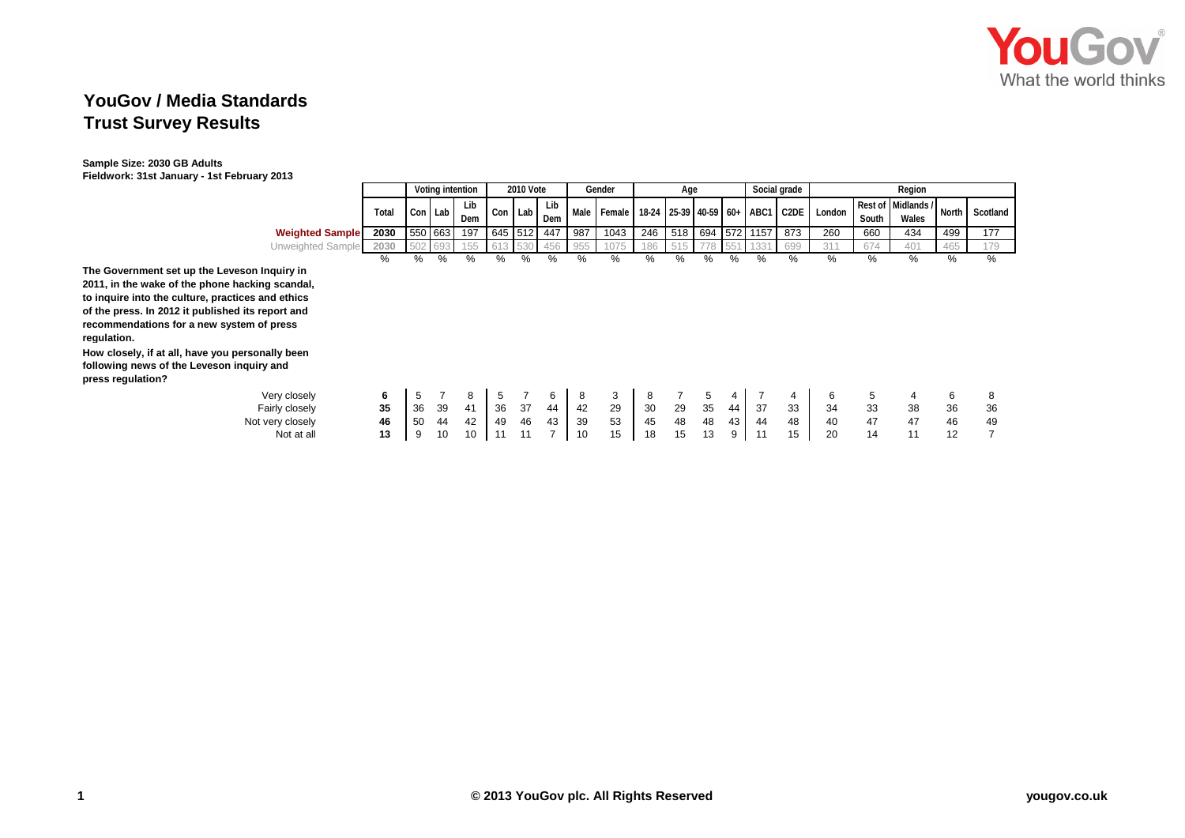# YouGov / Media Standards Trust Survey Results

**Sample Size: 2030 GB Adults**
**Fieldwork: 31st January - 1st February 2013**

| | Total | Voting intention | | | 2010 Vote | | | Gender | | Age | | | | Social grade | | Region | | | | |
|---|---|---|---|---|---|---|---|---|---|---|---|---|---|---|---|---|---|---|---|---|
| | | Con | Lab | Lib Dem | Con | Lab | Lib Dem | Male | Female | 18-24 | 25-39 | 40-59 | 60+ | ABC1 | C2DE | London | Rest of South | Midlands / Wales | North | Scotland |
| Weighted Sample | 2030 | 550 | 663 | 197 | 645 | 512 | 447 | 987 | 1043 | 246 | 518 | 694 | 572 | 1157 | 873 | 260 | 660 | 434 | 499 | 177 |
| Unweighted Sample | 2030 | 502 | 693 | 155 | 613 | 530 | 456 | 955 | 1075 | 186 | 515 | 778 | 551 | 1331 | 699 | 311 | 674 | 401 | 465 | 179 |
| | % | % | % | % | % | % | % | % | % | % | % | % | % | % | % | % | % | % | % | % |
| **The Government set up the Leveson Inquiry in 2011, in the wake of the phone hacking scandal, to inquire into the culture, practices and ethics of the press. In 2012 it published its report and recommendations for a new system of press regulation.** | | | | | | | | | | | | | | | | | | | | |
| **How closely, if at all, have you personally been following news of the Leveson inquiry and press regulation?** | | | | | | | | | | | | | | | | | | | | |
| Very closely | **6** | 5 | 7 | 8 | 5 | 7 | 6 | 8 | 3 | 8 | 7 | 5 | 4 | 7 | 4 | 6 | 5 | 4 | 6 | 8 |
| Fairly closely | **35** | 36 | 39 | 41 | 36 | 37 | 44 | 42 | 29 | 30 | 29 | 35 | 44 | 37 | 33 | 34 | 33 | 38 | 36 | 36 |
| Not very closely | **46** | 50 | 44 | 42 | 49 | 46 | 43 | 39 | 53 | 45 | 48 | 48 | 43 | 44 | 48 | 40 | 47 | 47 | 46 | 49 |
| Not at all | **13** | 9 | 10 | 10 | 11 | 11 | 7 | 10 | 15 | 18 | 15 | 13 | 9 | 11 | 15 | 20 | 14 | 11 | 12 | 7 |

© 2013 YouGov plc. All Rights Reserved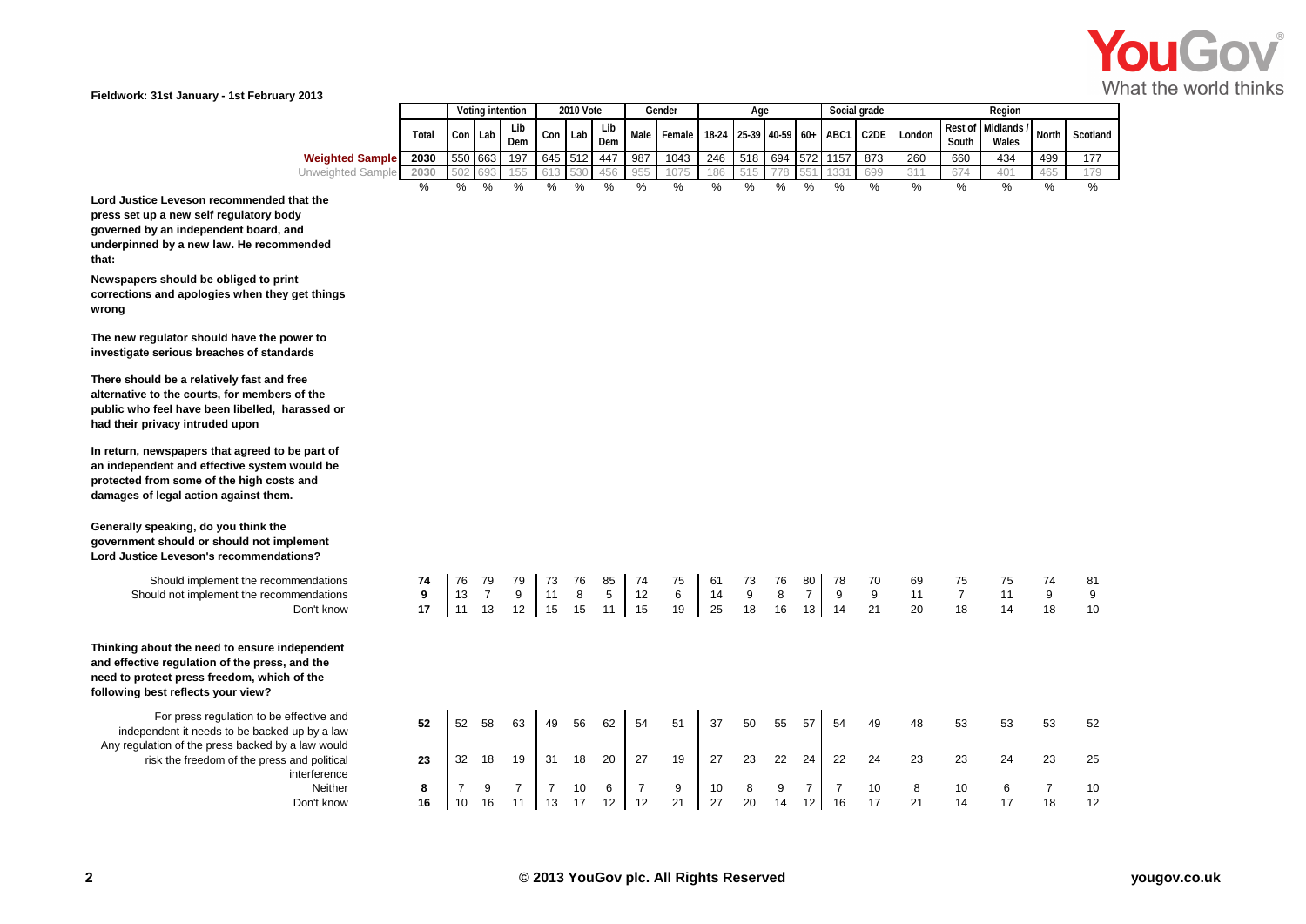Fieldwork: 31st January - 1st February 2013

| | Total | Voting intention | | | 2010 Vote | | | Gender | | Age | | | | Social grade | | Region | | | | |
|---|---|---|---|---|---|---|---|---|---|---|---|---|---|---|---|---|---|---|---|---|
| | | Con | Lab | Lib Dem | Con | Lab | Lib Dem | Male | Female | 18-24 | 25-39 | 40-59 | 60+ | ABC1 | C2DE | London | Rest of South | Midlands / Wales | North | Scotland |
| Weighted Sample | 2030 | 550 | 663 | 197 | 645 | 512 | 447 | 987 | 1043 | 246 | 518 | 694 | 572 | 1157 | 873 | 260 | 660 | 434 | 499 | 177 |
| Unweighted Sample | 2030 | 502 | 693 | 155 | 613 | 530 | 456 | 955 | 1075 | 186 | 515 | 778 | 551 | 1331 | 699 | 311 | 674 | 401 | 465 | 179 |
| | % | % | % | % | % | % | % | % | % | % | % | % | % | % | % | % | % | % | % | % |
| **Lord Justice Leveson recommended that the press set up a new self regulatory body governed by an independent board, and underpinned by a new law. He recommended that:** | | | | | | | | | | | | | | | | | | | | |
| **Newspapers should be obliged to print corrections and apologies when they get things wrong** | | | | | | | | | | | | | | | | | | | | |
| **The new regulator should have the power to investigate serious breaches of standards** | | | | | | | | | | | | | | | | | | | | |
| **There should be a relatively fast and free alternative to the courts, for members of the public who feel have been libelled, harassed or had their privacy intruded upon** | | | | | | | | | | | | | | | | | | | | |
| **In return, newspapers that agreed to be part of an independent and effective system would be protected from some of the high costs and damages of legal action against them.** | | | | | | | | | | | | | | | | | | | | |
| **Generally speaking, do you think the government should or should not implement Lord Justice Leveson's recommendations?** | | | | | | | | | | | | | | | | | | | | |
| Should implement the recommendations | **74** | 76 | 79 | 79 | 73 | 76 | 85 | 74 | 75 | 61 | 73 | 76 | 80 | 78 | 70 | 69 | 75 | 75 | 74 | 81 |
| Should not implement the recommendations | **9** | 13 | 7 | 9 | 11 | 8 | 5 | 12 | 6 | 14 | 9 | 8 | 7 | 9 | 9 | 11 | 7 | 11 | 9 | 9 |
| Don't know | **17** | 11 | 13 | 12 | 15 | 15 | 11 | 15 | 19 | 25 | 18 | 16 | 13 | 14 | 21 | 20 | 18 | 14 | 18 | 10 |
| **Thinking about the need to ensure independent and effective regulation of the press, and the need to protect press freedom, which of the following best reflects your view?** | | | | | | | | | | | | | | | | | | | | |
| For press regulation to be effective and independent it needs to be backed up by a law | **52** | 52 | 58 | 63 | 49 | 56 | 62 | 54 | 51 | 37 | 50 | 55 | 57 | 54 | 49 | 48 | 53 | 53 | 53 | 52 |
| Any regulation of the press backed by a law would risk the freedom of the press and political interference | **23** | 32 | 18 | 19 | 31 | 18 | 20 | 27 | 19 | 27 | 23 | 22 | 24 | 22 | 24 | 23 | 23 | 24 | 23 | 25 |
| Neither | **8** | 7 | 9 | 7 | 7 | 10 | 6 | 7 | 9 | 10 | 8 | 9 | 7 | 7 | 10 | 8 | 10 | 6 | 7 | 10 |
| Don't know | **16** | 10 | 16 | 11 | 13 | 17 | 12 | 12 | 21 | 27 | 20 | 14 | 12 | 16 | 17 | 21 | 14 | 17 | 18 | 12 |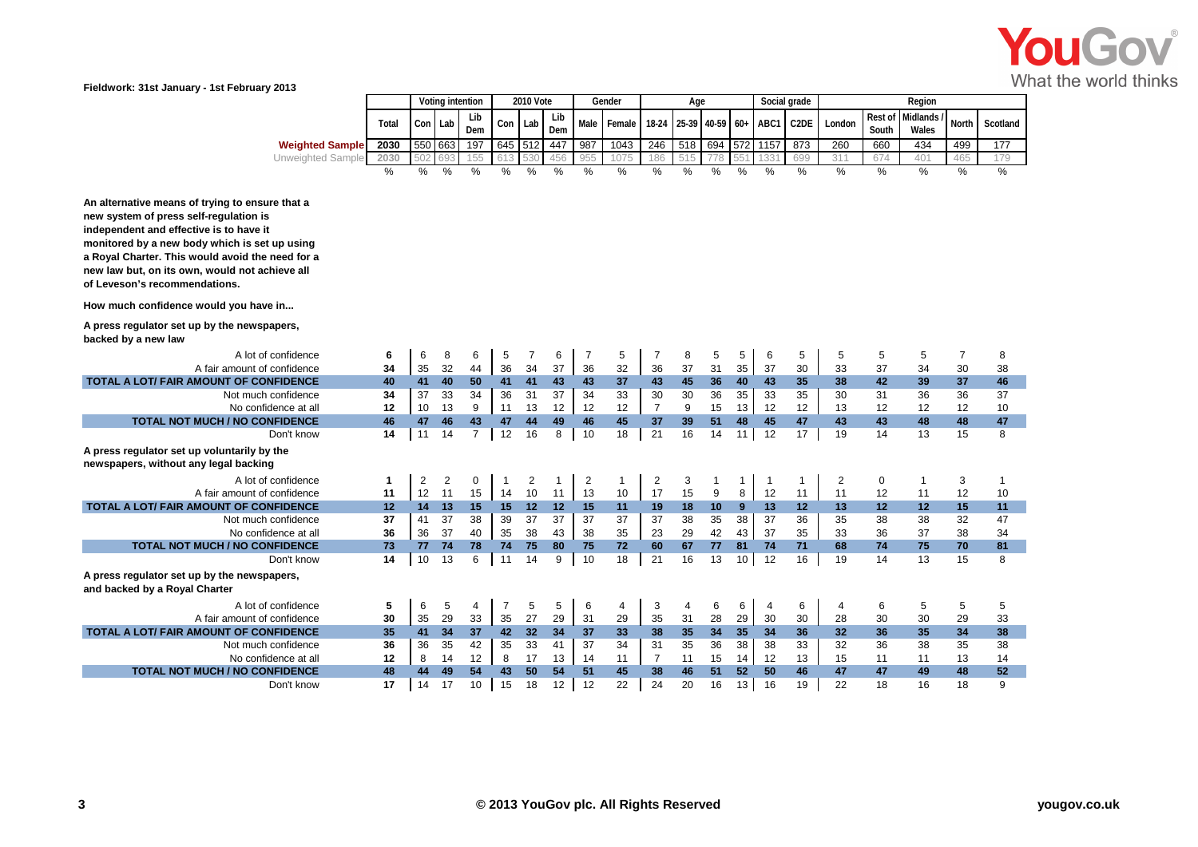Fieldwork: 31st January - 1st February 2013

| | Total | Voting intention | | | 2010 Vote | | | Gender | | Age | | | | Social grade | | Region | | | | |
|---|---|---|---|---|---|---|---|---|---|---|---|---|---|---|---|---|---|---|---|---|
| | Total | Con | Lab | Lib Dem | Con | Lab | Lib Dem | Male | Female | 18-24 | 25-39 | 40-59 | 60+ | ABC1 | C2DE | London | Rest of South | Midlands / Wales | North | Scotland |
| **Weighted Sample** | 2030 | 550 | 663 | 197 | 645 | 512 | 447 | 987 | 1043 | 246 | 518 | 694 | 572 | 1157 | 873 | 260 | 660 | 434 | 499 | 177 |
| Unweighted Sample | 2030 | 502 | 693 | 155 | 613 | 530 | 456 | 955 | 1075 | 186 | 515 | 778 | 551 | 1331 | 699 | 311 | 674 | 401 | 465 | 179 |
| | % | % | % | % | % | % | % | % | % | % | % | % | % | % | % | % | % | % | % | % |
| **An alternative means of trying to ensure that a new system of press self-regulation is independent and effective is to have it monitored by a new body which is set up using a Royal Charter. This would avoid the need for a new law but, on its own, would not achieve all of Leveson's recommendations.** | | | | | | | | | | | | | | | | | | | | |
| **How much confidence would you have in...** | | | | | | | | | | | | | | | | | | | | |
| **A press regulator set up by the newspapers, backed by a new law** | | | | | | | | | | | | | | | | | | | | |
| A lot of confidence | 6 | 6 | 8 | 6 | 5 | 7 | 6 | 7 | 5 | 7 | 8 | 5 | 5 | 6 | 5 | 5 | 5 | 5 | 7 | 8 |
| A fair amount of confidence | 34 | 35 | 32 | 44 | 36 | 34 | 37 | 36 | 32 | 36 | 37 | 31 | 35 | 37 | 30 | 33 | 37 | 34 | 30 | 38 |
| **TOTAL A LOT/ FAIR AMOUNT OF CONFIDENCE** | **40** | **41** | **40** | **50** | **41** | **41** | **43** | **43** | **37** | **43** | **45** | **36** | **40** | **43** | **35** | **38** | **42** | **39** | **37** | **46** |
| Not much confidence | 34 | 37 | 33 | 34 | 36 | 31 | 37 | 34 | 33 | 30 | 30 | 36 | 35 | 33 | 35 | 30 | 31 | 36 | 36 | 37 |
| No confidence at all | 12 | 10 | 13 | 9 | 11 | 13 | 12 | 12 | 12 | 7 | 9 | 15 | 13 | 12 | 12 | 13 | 12 | 12 | 12 | 10 |
| **TOTAL NOT MUCH / NO CONFIDENCE** | **46** | **47** | **46** | **43** | **47** | **44** | **49** | **46** | **45** | **37** | **39** | **51** | **48** | **45** | **47** | **43** | **43** | **48** | **48** | **47** |
| Don't know | 14 | 11 | 14 | 7 | 12 | 16 | 8 | 10 | 18 | 21 | 16 | 14 | 11 | 12 | 17 | 19 | 14 | 13 | 15 | 8 |
| **A press regulator set up voluntarily by the newspapers, without any legal backing** | | | | | | | | | | | | | | | | | | | | |
| A lot of confidence | 1 | 2 | 2 | 0 | 1 | 2 | 1 | 2 | 1 | 2 | 3 | 1 | 1 | 1 | 1 | 2 | 0 | 1 | 3 | 1 |
| A fair amount of confidence | 11 | 12 | 11 | 15 | 14 | 10 | 11 | 13 | 10 | 17 | 15 | 9 | 8 | 12 | 11 | 11 | 12 | 11 | 12 | 10 |
| **TOTAL A LOT/ FAIR AMOUNT OF CONFIDENCE** | **12** | **14** | **13** | **15** | **15** | **12** | **12** | **15** | **11** | **19** | **18** | **10** | **9** | **13** | **12** | **13** | **12** | **12** | **15** | **11** |
| Not much confidence | 37 | 41 | 37 | 38 | 39 | 37 | 37 | 37 | 37 | 37 | 38 | 35 | 38 | 37 | 36 | 35 | 38 | 38 | 32 | 47 |
| No confidence at all | 36 | 36 | 37 | 40 | 35 | 38 | 43 | 38 | 35 | 23 | 29 | 42 | 43 | 37 | 35 | 33 | 36 | 37 | 38 | 34 |
| **TOTAL NOT MUCH / NO CONFIDENCE** | **73** | **77** | **74** | **78** | **74** | **75** | **80** | **75** | **72** | **60** | **67** | **77** | **81** | **74** | **71** | **68** | **74** | **75** | **70** | **81** |
| Don't know | 14 | 10 | 13 | 6 | 11 | 14 | 9 | 10 | 18 | 21 | 16 | 13 | 10 | 12 | 16 | 19 | 14 | 13 | 15 | 8 |
| **A press regulator set up by the newspapers, and backed by a Royal Charter** | | | | | | | | | | | | | | | | | | | | |
| A lot of confidence | 5 | 6 | 5 | 4 | 7 | 5 | 5 | 6 | 4 | 3 | 4 | 6 | 6 | 4 | 6 | 4 | 6 | 5 | 5 | 5 |
| A fair amount of confidence | 30 | 35 | 29 | 33 | 35 | 27 | 29 | 31 | 29 | 35 | 31 | 28 | 29 | 30 | 30 | 28 | 30 | 30 | 29 | 33 |
| **TOTAL A LOT/ FAIR AMOUNT OF CONFIDENCE** | **35** | **41** | **34** | **37** | **42** | **32** | **34** | **37** | **33** | **38** | **35** | **34** | **35** | **34** | **36** | **32** | **36** | **35** | **34** | **38** |
| Not much confidence | 36 | 36 | 35 | 42 | 35 | 33 | 41 | 37 | 34 | 31 | 35 | 36 | 38 | 38 | 33 | 32 | 36 | 38 | 35 | 38 |
| No confidence at all | 12 | 8 | 14 | 12 | 8 | 17 | 13 | 14 | 11 | 7 | 11 | 15 | 14 | 12 | 13 | 15 | 11 | 11 | 13 | 14 |
| **TOTAL NOT MUCH / NO CONFIDENCE** | **48** | **44** | **49** | **54** | **43** | **50** | **54** | **51** | **45** | **38** | **46** | **51** | **52** | **50** | **46** | **47** | **47** | **49** | **48** | **52** |
| Don't know | 17 | 14 | 17 | 10 | 15 | 18 | 12 | 12 | 22 | 24 | 20 | 16 | 13 | 16 | 19 | 22 | 18 | 16 | 18 | 9 |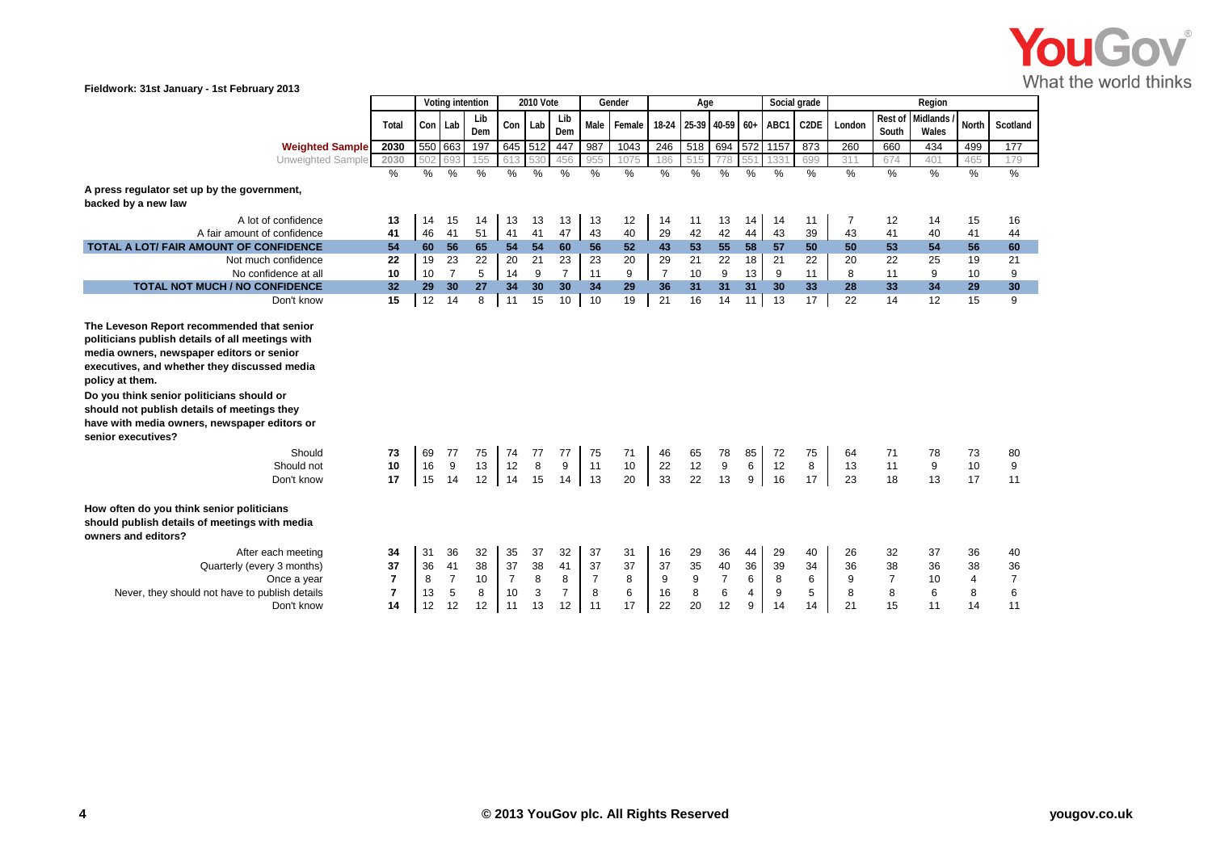Fieldwork: 31st January - 1st February 2013

| | Total | Voting intention | | | 2010 Vote | | | Gender | | Age | | | | Social grade | | Region | | | | |
|---|---|---|---|---|---|---|---|---|---|---|---|---|---|---|---|---|---|---|---|---|
| | | Con | Lab | Lib Dem | Con | Lab | Lib Dem | Male | Female | 18-24 | 25-39 | 40-59 | 60+ | ABC1 | C2DE | London | Rest of South | Midlands / Wales | North | Scotland |
| Weighted Sample | 2030 | 550 | 663 | 197 | 645 | 512 | 447 | 987 | 1043 | 246 | 518 | 694 | 572 | 1157 | 873 | 260 | 660 | 434 | 499 | 177 |
| Unweighted Sample | 2030 | 502 | 693 | 155 | 613 | 530 | 456 | 955 | 1075 | 186 | 515 | 778 | 551 | 1331 | 699 | 311 | 674 | 401 | 465 | 179 |
| | % | % | % | % | % | % | % | % | % | % | % | % | % | % | % | % | % | % | % | % |
| **A press regulator set up by the government, backed by a new law** | | | | | | | | | | | | | | | | | | | | |
| A lot of confidence | 13 | 14 | 15 | 14 | 13 | 13 | 13 | 13 | 12 | 14 | 11 | 13 | 14 | 14 | 11 | 7 | 12 | 14 | 15 | 16 |
| A fair amount of confidence | 41 | 46 | 41 | 51 | 41 | 41 | 47 | 43 | 40 | 29 | 42 | 42 | 44 | 43 | 39 | 43 | 41 | 40 | 41 | 44 |
| **TOTAL A LOT/ FAIR AMOUNT OF CONFIDENCE** | **54** | **60** | **56** | **65** | **54** | **54** | **60** | **56** | **52** | **43** | **53** | **55** | **58** | **57** | **50** | **50** | **53** | **54** | **56** | **60** |
| Not much confidence | 22 | 19 | 23 | 22 | 20 | 21 | 23 | 23 | 20 | 29 | 21 | 22 | 18 | 21 | 22 | 20 | 22 | 25 | 19 | 21 |
| No confidence at all | 10 | 10 | 7 | 5 | 14 | 9 | 7 | 11 | 9 | 7 | 10 | 9 | 13 | 9 | 11 | 8 | 11 | 9 | 10 | 9 |
| **TOTAL NOT MUCH / NO CONFIDENCE** | **32** | **29** | **30** | **27** | **34** | **30** | **30** | **34** | **29** | **36** | **31** | **31** | **31** | **30** | **33** | **28** | **33** | **34** | **29** | **30** |
| Don't know | 15 | 12 | 14 | 8 | 11 | 15 | 10 | 10 | 19 | 21 | 16 | 14 | 11 | 13 | 17 | 22 | 14 | 12 | 15 | 9 |
| **The Leveson Report recommended that senior politicians publish details of all meetings with media owners, newspaper editors or senior executives, and whether they discussed media policy at them. Do you think senior politicians should or should not publish details of meetings they have with media owners, newspaper editors or senior executives?** | | | | | | | | | | | | | | | | | | | | |
| Should | 73 | 69 | 77 | 75 | 74 | 77 | 77 | 75 | 71 | 46 | 65 | 78 | 85 | 72 | 75 | 64 | 71 | 78 | 73 | 80 |
| Should not | 10 | 16 | 9 | 13 | 12 | 8 | 9 | 11 | 10 | 22 | 12 | 9 | 6 | 12 | 8 | 13 | 11 | 9 | 10 | 9 |
| Don't know | 17 | 15 | 14 | 12 | 14 | 15 | 14 | 13 | 20 | 33 | 22 | 13 | 9 | 16 | 17 | 23 | 18 | 13 | 17 | 11 |
| **How often do you think senior politicians should publish details of meetings with media owners and editors?** | | | | | | | | | | | | | | | | | | | | |
| After each meeting | 34 | 31 | 36 | 32 | 35 | 37 | 32 | 37 | 31 | 16 | 29 | 36 | 44 | 29 | 40 | 26 | 32 | 37 | 36 | 40 |
| Quarterly (every 3 months) | 37 | 36 | 41 | 38 | 37 | 38 | 41 | 37 | 37 | 37 | 35 | 40 | 36 | 39 | 34 | 36 | 38 | 36 | 38 | 36 |
| Once a year | 7 | 8 | 7 | 10 | 7 | 8 | 8 | 7 | 8 | 9 | 9 | 7 | 6 | 8 | 6 | 9 | 7 | 10 | 4 | 7 |
| Never, they should not have to publish details | 7 | 13 | 5 | 8 | 10 | 3 | 7 | 8 | 6 | 16 | 8 | 6 | 4 | 9 | 5 | 8 | 8 | 6 | 8 | 6 |
| Don't know | 14 | 12 | 12 | 12 | 11 | 13 | 12 | 11 | 17 | 22 | 20 | 12 | 9 | 14 | 14 | 21 | 15 | 11 | 14 | 11 |

© 2013 YouGov plc. All Rights Reserved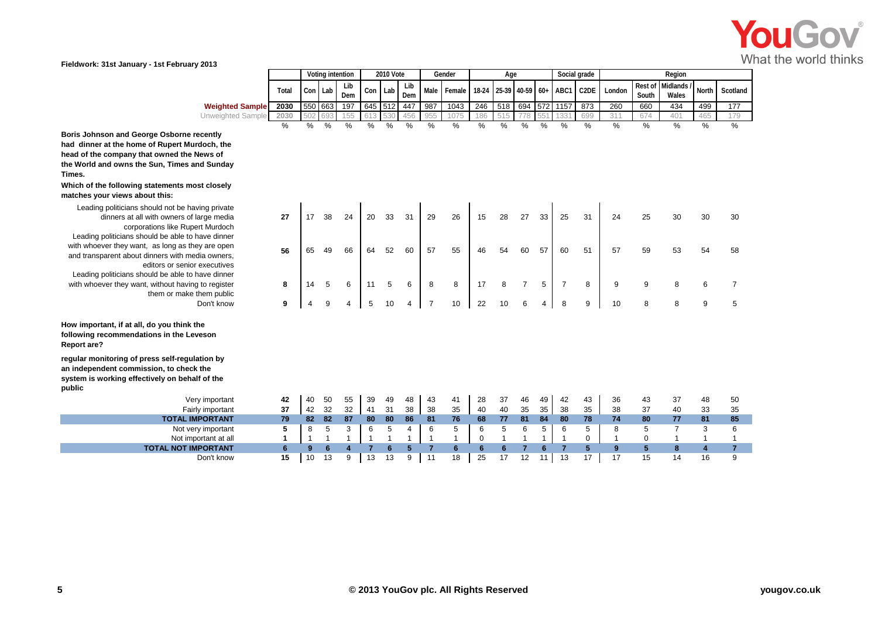Fieldwork: 31st January - 1st February 2013

| | Total | Voting intention | | | 2010 Vote | | | Gender | | Age | | | | Social grade | | Region | | | | |
|---|---|---|---|---|---|---|---|---|---|---|---|---|---|---|---|---|---|---|---|---|
| | | Con | Lab | Lib Dem | Con | Lab | Lib Dem | Male | Female | 18-24 | 25-39 | 40-59 | 60+ | ABC1 | C2DE | London | Rest of South | Midlands / Wales | North | Scotland |
| **Weighted Sample** | 2030 | 550 | 663 | 197 | 645 | 512 | 447 | 987 | 1043 | 246 | 518 | 694 | 572 | 1157 | 873 | 260 | 660 | 434 | 499 | 177 |
| Unweighted Sample | 2030 | 502 | 693 | 155 | 613 | 530 | 456 | 955 | 1075 | 186 | 515 | 778 | 551 | 1331 | 699 | 311 | 674 | 401 | 465 | 179 |
| | % | % | % | % | % | % | % | % | % | % | % | % | % | % | % | % | % | % | % | % |
| **Boris Johnson and George Osborne recently had dinner at the home of Rupert Murdoch, the head of the company that owned the News of the World and owns the Sun, Times and Sunday Times. Which of the following statements most closely matches your views about this:** | | | | | | | | | | | | | | | | | | | | |
| Leading politicians should not be having private dinners at all with owners of large media corporations like Rupert Murdoch | 27 | 17 | 38 | 24 | 20 | 33 | 31 | 29 | 26 | 15 | 28 | 27 | 33 | 25 | 31 | 24 | 25 | 30 | 30 | 30 |
| Leading politicians should be able to have dinner with whoever they want, as long as they are open and transparent about dinners with media owners, editors or senior executives | 56 | 65 | 49 | 66 | 64 | 52 | 60 | 57 | 55 | 46 | 54 | 60 | 57 | 60 | 51 | 57 | 59 | 53 | 54 | 58 |
| Leading politicians should be able to have dinner with whoever they want, without having to register them or make them public | 8 | 14 | 5 | 6 | 11 | 5 | 6 | 8 | 8 | 17 | 8 | 7 | 5 | 7 | 8 | 9 | 9 | 8 | 6 | 7 |
| Don't know | 9 | 4 | 9 | 4 | 5 | 10 | 4 | 7 | 10 | 22 | 10 | 6 | 4 | 8 | 9 | 10 | 8 | 8 | 9 | 5 |
| **How important, if at all, do you think the following recommendations in the Leveson Report are? regular monitoring of press self-regulation by an independent commission, to check the system is working effectively on behalf of the public** | | | | | | | | | | | | | | | | | | | | |
| Very important | 42 | 40 | 50 | 55 | 39 | 49 | 48 | 43 | 41 | 28 | 37 | 46 | 49 | 42 | 43 | 36 | 43 | 37 | 48 | 50 |
| Fairly important | 37 | 42 | 32 | 32 | 41 | 31 | 38 | 38 | 35 | 40 | 40 | 35 | 35 | 38 | 35 | 38 | 37 | 40 | 33 | 35 |
| **TOTAL IMPORTANT** | **79** | **82** | **82** | **87** | **80** | **80** | **86** | **81** | **76** | **68** | **77** | **81** | **84** | **80** | **78** | **74** | **80** | **77** | **81** | **85** |
| Not very important | 5 | 8 | 5 | 3 | 6 | 5 | 4 | 6 | 5 | 6 | 5 | 6 | 5 | 6 | 5 | 8 | 5 | 7 | 3 | 6 |
| Not important at all | 1 | 1 | 1 | 1 | 1 | 1 | 1 | 1 | 1 | 0 | 1 | 1 | 1 | 1 | 0 | 1 | 0 | 1 | 1 | 1 |
| **TOTAL NOT IMPORTANT** | **6** | **9** | **6** | **4** | **7** | **6** | **5** | **7** | **6** | **6** | **6** | **7** | **6** | **7** | **5** | **9** | **5** | **8** | **4** | **7** |
| Don't know | 15 | 10 | 13 | 9 | 13 | 13 | 9 | 11 | 18 | 25 | 17 | 12 | 11 | 13 | 17 | 17 | 15 | 14 | 16 | 9 |

© 2013 YouGov plc. All Rights Reserved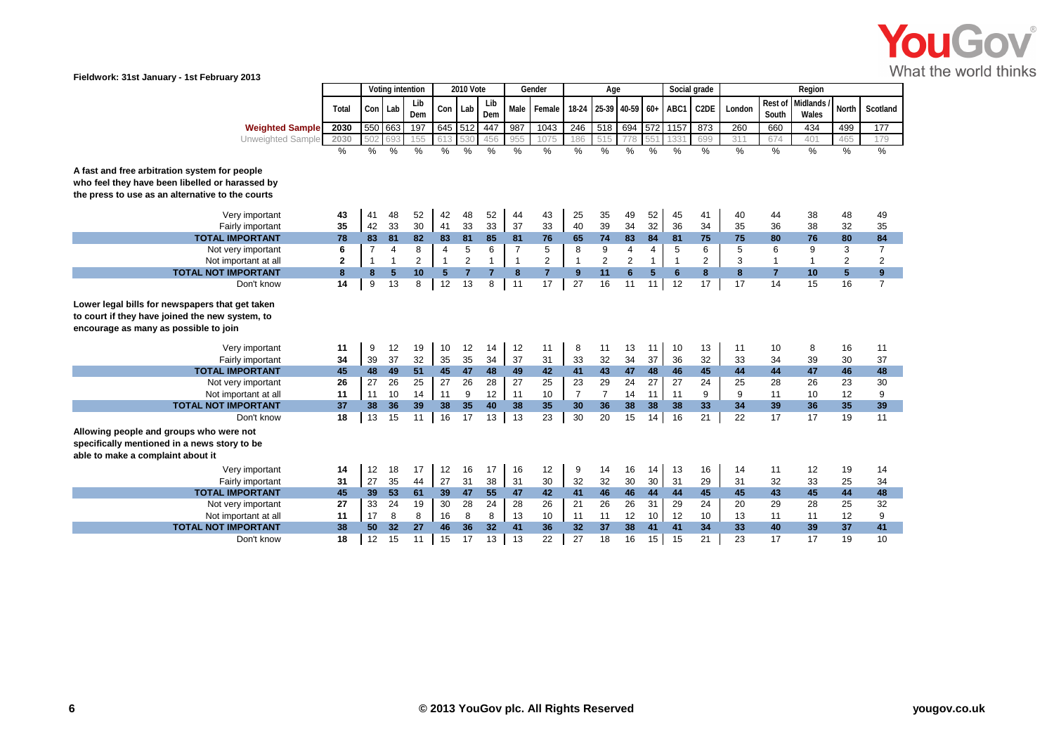Fieldwork: 31st January - 1st February 2013

| | Total | Voting intention | | | 2010 Vote | | | Gender | | Age | | | | Social grade | | Region | | | | |
|---|---|---|---|---|---|---|---|---|---|---|---|---|---|---|---|---|---|---|---|---|
| | | Con | Lab | Lib Dem | Con | Lab | Lib Dem | Male | Female | 18-24 | 25-39 | 40-59 | 60+ | ABC1 | C2DE | London | Rest of South | Midlands / Wales | North | Scotland |
| **Weighted Sample** | 2030 | 550 | 663 | 197 | 645 | 512 | 447 | 987 | 1043 | 246 | 518 | 694 | 572 | 1157 | 873 | 260 | 660 | 434 | 499 | 177 |
| Unweighted Sample | 2030 | 502 | 693 | 155 | 613 | 530 | 456 | 955 | 1075 | 186 | 515 | 778 | 551 | 1331 | 699 | 311 | 674 | 401 | 465 | 179 |
| | % | % | % | % | % | % | % | % | % | % | % | % | % | % | % | % | % | % | % | % |
| **A fast and free arbitration system for people who feel they have been libelled or harassed by the press to use as an alternative to the courts** | | | | | | | | | | | | | | | | | | | | |
| Very important | 43 | 41 | 48 | 52 | 42 | 48 | 52 | 44 | 43 | 25 | 35 | 49 | 52 | 45 | 41 | 40 | 44 | 38 | 48 | 49 |
| Fairly important | 35 | 42 | 33 | 30 | 41 | 33 | 33 | 37 | 33 | 40 | 39 | 34 | 32 | 36 | 34 | 35 | 36 | 38 | 32 | 35 |
| **TOTAL IMPORTANT** | 78 | 83 | 81 | 82 | 83 | 81 | 85 | 81 | 76 | 65 | 74 | 83 | 84 | 81 | 75 | 75 | 80 | 76 | 80 | 84 |
| Not very important | 6 | 7 | 4 | 8 | 4 | 5 | 6 | 7 | 5 | 8 | 9 | 4 | 4 | 5 | 6 | 5 | 6 | 9 | 3 | 7 |
| Not important at all | 2 | 1 | 1 | 2 | 1 | 2 | 1 | 1 | 2 | 1 | 2 | 2 | 1 | 1 | 2 | 3 | 1 | 1 | 2 | 2 |
| **TOTAL NOT IMPORTANT** | 8 | 8 | 5 | 10 | 5 | 7 | 7 | 8 | 7 | 9 | 11 | 6 | 5 | 6 | 8 | 8 | 7 | 10 | 5 | 9 |
| Don't know | 14 | 9 | 13 | 8 | 12 | 13 | 8 | 11 | 17 | 27 | 16 | 11 | 11 | 12 | 17 | 17 | 14 | 15 | 16 | 7 |
| **Lower legal bills for newspapers that get taken to court if they have joined the new system, to encourage as many as possible to join** | | | | | | | | | | | | | | | | | | | | |
| Very important | 11 | 9 | 12 | 19 | 10 | 12 | 14 | 12 | 11 | 8 | 11 | 13 | 11 | 10 | 13 | 11 | 10 | 8 | 16 | 11 |
| Fairly important | 34 | 39 | 37 | 32 | 35 | 35 | 34 | 37 | 31 | 33 | 32 | 34 | 37 | 36 | 32 | 33 | 34 | 39 | 30 | 37 |
| **TOTAL IMPORTANT** | 45 | 48 | 49 | 51 | 45 | 47 | 48 | 49 | 42 | 41 | 43 | 47 | 48 | 46 | 45 | 44 | 44 | 47 | 46 | 48 |
| Not very important | 26 | 27 | 26 | 25 | 27 | 26 | 28 | 27 | 25 | 23 | 29 | 24 | 27 | 27 | 24 | 25 | 28 | 26 | 23 | 30 |
| Not important at all | 11 | 11 | 10 | 14 | 11 | 9 | 12 | 11 | 10 | 7 | 7 | 14 | 11 | 11 | 9 | 9 | 11 | 10 | 12 | 9 |
| **TOTAL NOT IMPORTANT** | 37 | 38 | 36 | 39 | 38 | 35 | 40 | 38 | 35 | 30 | 36 | 38 | 38 | 38 | 33 | 34 | 39 | 36 | 35 | 39 |
| Don't know | 18 | 13 | 15 | 11 | 16 | 17 | 13 | 13 | 23 | 30 | 20 | 15 | 14 | 16 | 21 | 22 | 17 | 17 | 19 | 11 |
| **Allowing people and groups who were not specifically mentioned in a news story to be able to make a complaint about it** | | | | | | | | | | | | | | | | | | | | |
| Very important | 14 | 12 | 18 | 17 | 12 | 16 | 17 | 16 | 12 | 9 | 14 | 16 | 14 | 13 | 16 | 14 | 11 | 12 | 19 | 14 |
| Fairly important | 31 | 27 | 35 | 44 | 27 | 31 | 38 | 31 | 30 | 32 | 32 | 30 | 30 | 31 | 29 | 31 | 32 | 33 | 25 | 34 |
| **TOTAL IMPORTANT** | 45 | 39 | 53 | 61 | 39 | 47 | 55 | 47 | 42 | 41 | 46 | 46 | 44 | 44 | 45 | 45 | 43 | 45 | 44 | 48 |
| Not very important | 27 | 33 | 24 | 19 | 30 | 28 | 24 | 28 | 26 | 21 | 26 | 26 | 31 | 29 | 24 | 20 | 29 | 28 | 25 | 32 |
| Not important at all | 11 | 17 | 8 | 8 | 16 | 8 | 8 | 13 | 10 | 11 | 11 | 12 | 10 | 12 | 10 | 13 | 11 | 11 | 12 | 9 |
| **TOTAL NOT IMPORTANT** | 38 | 50 | 32 | 27 | 46 | 36 | 32 | 41 | 36 | 32 | 37 | 38 | 41 | 41 | 34 | 33 | 40 | 39 | 37 | 41 |
| Don't know | 18 | 12 | 15 | 11 | 15 | 17 | 13 | 13 | 22 | 27 | 18 | 16 | 15 | 15 | 21 | 23 | 17 | 17 | 19 | 10 |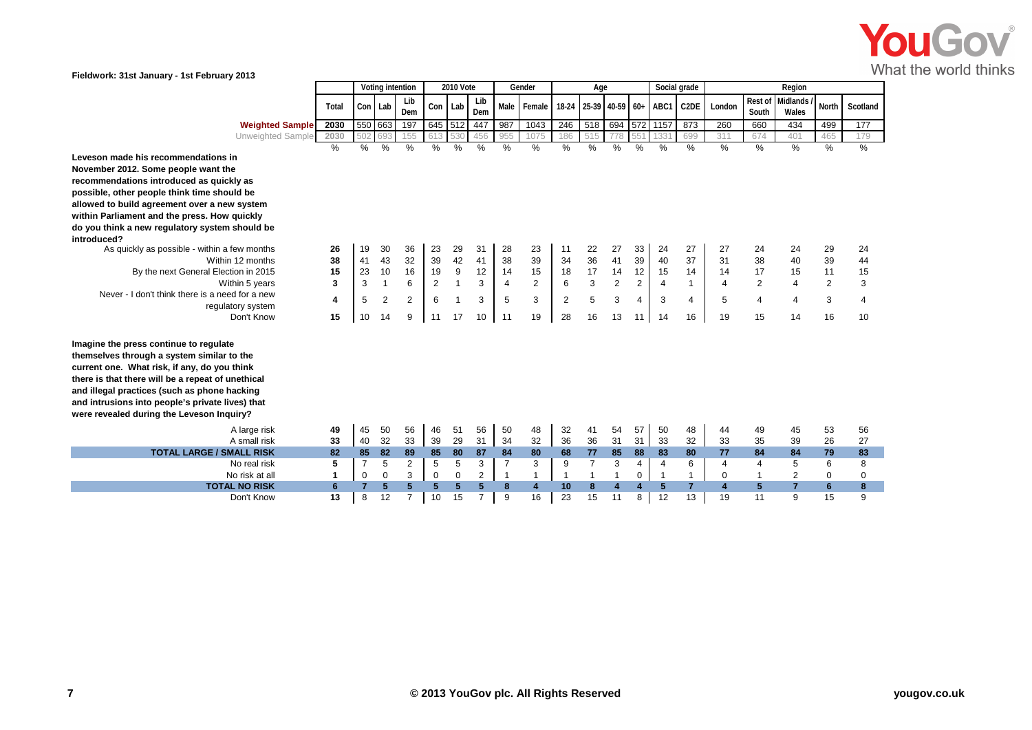Fieldwork: 31st January - 1st February 2013

| | Total | Voting intention | | | 2010 Vote | | | Gender | | Age | | | | Social grade | | Region | | | | |
|---|---|---|---|---|---|---|---|---|---|---|---|---|---|---|---|---|---|---|---|---|
| | | Con | Lab | Lib Dem | Con | Lab | Lib Dem | Male | Female | 18-24 | 25-39 | 40-59 | 60+ | ABC1 | C2DE | London | Rest of South | Midlands / Wales | North | Scotland |
| **Weighted Sample** | 2030 | 550 | 663 | 197 | 645 | 512 | 447 | 987 | 1043 | 246 | 518 | 694 | 572 | 1157 | 873 | 260 | 660 | 434 | 499 | 177 |
| Unweighted Sample | 2030 | 502 | 693 | 155 | 613 | 530 | 456 | 955 | 1075 | 186 | 515 | 778 | 551 | 1331 | 699 | 311 | 674 | 401 | 465 | 179 |
| | % | % | % | % | % | % | % | % | % | % | % | % | % | % | % | % | % | % | % | % |
| **Leveson made his recommendations in November 2012. Some people want the recommendations introduced as quickly as possible, other people think time should be allowed to build agreement over a new system within Parliament and the press. How quickly do you think a new regulatory system should be introduced?** | | | | | | | | | | | | | | | | | | | | |
| As quickly as possible - within a few months | 26 | 19 | 30 | 36 | 23 | 29 | 31 | 28 | 23 | 11 | 22 | 27 | 33 | 24 | 27 | 27 | 24 | 24 | 29 | 24 |
| Within 12 months | 38 | 41 | 43 | 32 | 39 | 42 | 41 | 38 | 39 | 34 | 36 | 41 | 39 | 40 | 37 | 31 | 38 | 40 | 39 | 44 |
| By the next General Election in 2015 | 15 | 23 | 10 | 16 | 19 | 9 | 12 | 14 | 15 | 18 | 17 | 14 | 12 | 15 | 14 | 14 | 17 | 15 | 11 | 15 |
| Within 5 years | 3 | 3 | 1 | 6 | 2 | 1 | 3 | 4 | 2 | 6 | 3 | 2 | 2 | 4 | 1 | 4 | 2 | 4 | 2 | 3 |
| Never - I don't think there is a need for a new regulatory system | 4 | 5 | 2 | 2 | 6 | 1 | 3 | 5 | 3 | 2 | 5 | 3 | 4 | 3 | 4 | 5 | 4 | 4 | 3 | 4 |
| Don't Know | 15 | 10 | 14 | 9 | 11 | 17 | 10 | 11 | 19 | 28 | 16 | 13 | 11 | 14 | 16 | 19 | 15 | 14 | 16 | 10 |
| **Imagine the press continue to regulate themselves through a system similar to the current one. What risk, if any, do you think there is that there will be a repeat of unethical and illegal practices (such as phone hacking and intrusions into people's private lives) that were revealed during the Leveson Inquiry?** | | | | | | | | | | | | | | | | | | | | |
| A large risk | 49 | 45 | 50 | 56 | 46 | 51 | 56 | 50 | 48 | 32 | 41 | 54 | 57 | 50 | 48 | 44 | 49 | 45 | 53 | 56 |
| A small risk | 33 | 40 | 32 | 33 | 39 | 29 | 31 | 34 | 32 | 36 | 36 | 31 | 31 | 33 | 32 | 33 | 35 | 39 | 26 | 27 |
| **TOTAL LARGE / SMALL RISK** | **82** | **85** | **82** | **89** | **85** | **80** | **87** | **84** | **80** | **68** | **77** | **85** | **88** | **83** | **80** | **77** | **84** | **84** | **79** | **83** |
| No real risk | 5 | 7 | 5 | 2 | 5 | 5 | 3 | 7 | 3 | 9 | 7 | 3 | 4 | 4 | 6 | 4 | 4 | 5 | 6 | 8 |
| No risk at all | 1 | 0 | 0 | 3 | 0 | 0 | 2 | 1 | 1 | 1 | 1 | 1 | 0 | 1 | 1 | 0 | 1 | 2 | 0 | 0 |
| **TOTAL NO RISK** | **6** | **7** | **5** | **5** | **5** | **5** | **5** | **8** | **4** | **10** | **8** | **4** | **4** | **5** | **7** | **4** | **5** | **7** | **6** | **8** |
| Don't Know | 13 | 8 | 12 | 7 | 10 | 15 | 7 | 9 | 16 | 23 | 15 | 11 | 8 | 12 | 13 | 19 | 11 | 9 | 15 | 9 |

© 2013 YouGov plc. All Rights Reserved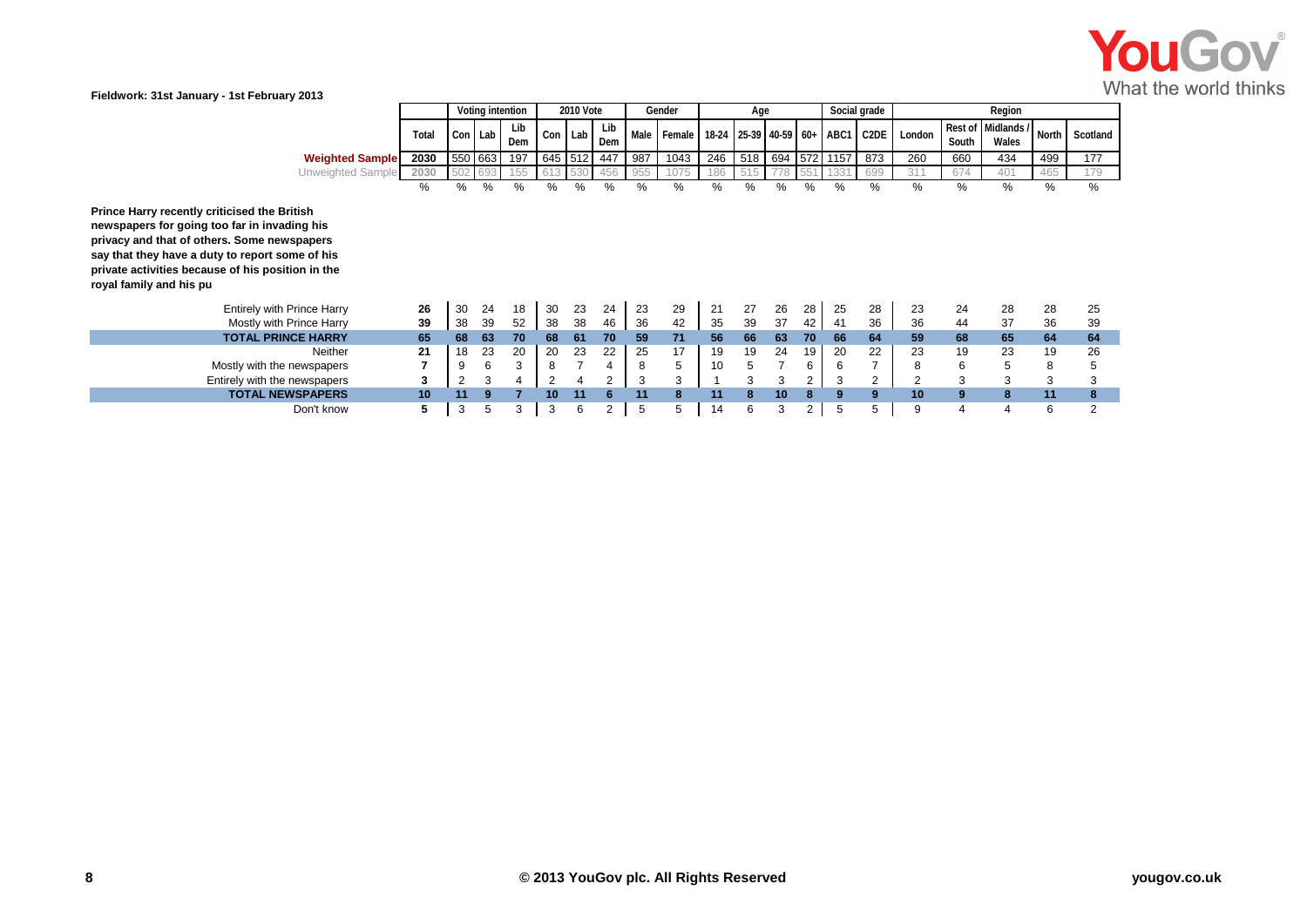Fieldwork: 31st January - 1st February 2013

| | Total | Voting intention | | | 2010 Vote | | | Gender | | Age | | | | Social grade | | Region | | | | |
|---|---|---|---|---|---|---|---|---|---|---|---|---|---|---|---|---|---|---|---|---|
| | | Con | Lab | Lib Dem | Con | Lab | Lib Dem | Male | Female | 18-24 | 25-39 | 40-59 | 60+ | ABC1 | C2DE | London | Rest of South | Midlands / Wales | North | Scotland |
| Weighted Sample | 2030 | 550 | 663 | 197 | 645 | 512 | 447 | 987 | 1043 | 246 | 518 | 694 | 572 | 1157 | 873 | 260 | 660 | 434 | 499 | 177 |
| Unweighted Sample | 2030 | 502 | 693 | 155 | 613 | 530 | 456 | 955 | 1075 | 186 | 515 | 778 | 551 | 1331 | 699 | 311 | 674 | 401 | 465 | 179 |
| | % | % | % | % | % | % | % | % | % | % | % | % | % | % | % | % | % | % | % | % |
| **Prince Harry recently criticised the British newspapers for going too far in invading his privacy and that of others. Some newspapers say that they have a duty to report some of his private activities because of his position in the royal family and his pu** | | | | | | | | | | | | | | | | | | | | |
| Entirely with Prince Harry | 26 | 30 | 24 | 18 | 30 | 23 | 24 | 23 | 29 | 21 | 27 | 26 | 28 | 25 | 28 | 23 | 24 | 28 | 28 | 25 |
| Mostly with Prince Harry | 39 | 38 | 39 | 52 | 38 | 38 | 46 | 36 | 42 | 35 | 39 | 37 | 42 | 41 | 36 | 36 | 44 | 37 | 36 | 39 |
| **TOTAL PRINCE HARRY** | **65** | **68** | **63** | **70** | **68** | **61** | **70** | **59** | **71** | **56** | **66** | **63** | **70** | **66** | **64** | **59** | **68** | **65** | **64** | **64** |
| Neither | 21 | 18 | 23 | 20 | 20 | 23 | 22 | 25 | 17 | 19 | 19 | 24 | 19 | 20 | 22 | 23 | 19 | 23 | 19 | 26 |
| Mostly with the newspapers | 7 | 9 | 6 | 3 | 8 | 7 | 4 | 8 | 5 | 10 | 5 | 7 | 6 | 6 | 7 | 8 | 6 | 5 | 8 | 5 |
| Entirely with the newspapers | 3 | 2 | 3 | 4 | 2 | 4 | 2 | 3 | 3 | 1 | 3 | 3 | 2 | 3 | 2 | 2 | 3 | 3 | 3 | 3 |
| **TOTAL NEWSPAPERS** | **10** | **11** | **9** | **7** | **10** | **11** | **6** | **11** | **8** | **11** | **8** | **10** | **8** | **9** | **9** | **10** | **9** | **8** | **11** | **8** |
| Don't know | 5 | 3 | 5 | 3 | 3 | 6 | 2 | 5 | 5 | 14 | 6 | 3 | 2 | 5 | 5 | 9 | 4 | 4 | 6 | 2 |

© 2013 YouGov plc. All Rights Reserved